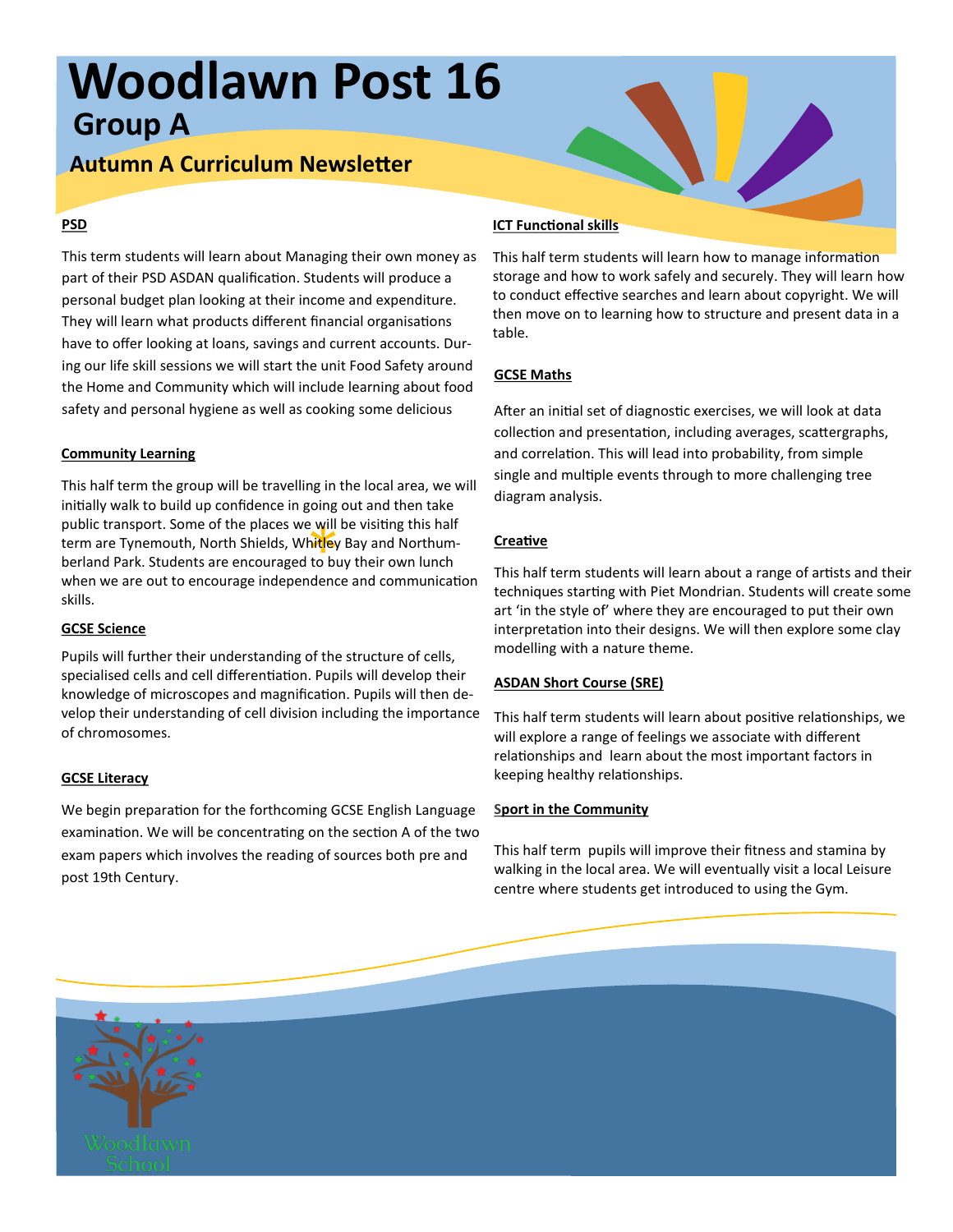# Woodlawn Post 16

## Group A

### Autumn A Curriculum Newsletter

**PSD**

This term students will learn about Managing their own money as part of their PSD ASDAN qualification. Students will produce a personal budget plan looking at their income and expenditure. They will learn what products different financial organisations have to offer looking at loans, savings and current accounts. During our life skill sessions we will start the unit Food Safety around the Home and Community which will include learning about food safety and personal hygiene as well as cooking some delicious

**Community Learning**

This half term the group will be travelling in the local area, we will initially walk to build up confidence in going out and then take public transport. Some of the places we will be visiting this half term are Tynemouth, North Shields, Whitley Bay and Northumberland Park. Students are encouraged to buy their own lunch when we are out to encourage independence and communication skills.

**GCSE Science**

Pupils will further their understanding of the structure of cells, specialised cells and cell differentiation. Pupils will develop their knowledge of microscopes and magnification. Pupils will then develop their understanding of cell division including the importance of chromosomes.

**GCSE Literacy**

We begin preparation for the forthcoming GCSE English Language examination. We will be concentrating on the section A of the two exam papers which involves the reading of sources both pre and post 19th Century.

**ICT Functional skills**

This half term students will learn how to manage information storage and how to work safely and securely. They will learn how to conduct effective searches and learn about copyright. We will then move on to learning how to structure and present data in a table.

**GCSE Maths**

After an initial set of diagnostic exercises, we will look at data collection and presentation, including averages, scattergraphs, and correlation. This will lead into probability, from simple single and multiple events through to more challenging tree diagram analysis.

**Creative**

This half term students will learn about a range of artists and their techniques starting with Piet Mondrian. Students will create some art 'in the style of' where they are encouraged to put their own interpretation into their designs. We will then explore some clay modelling with a nature theme.

**ASDAN Short Course (SRE)**

This half term students will learn about positive relationships, we will explore a range of feelings we associate with different relationships and learn about the most important factors in keeping healthy relationships.

**Sport in the Community**

This half term pupils will improve their fitness and stamina by walking in the local area. We will eventually visit a local Leisure centre where students get introduced to using the Gym.

Woodlawn School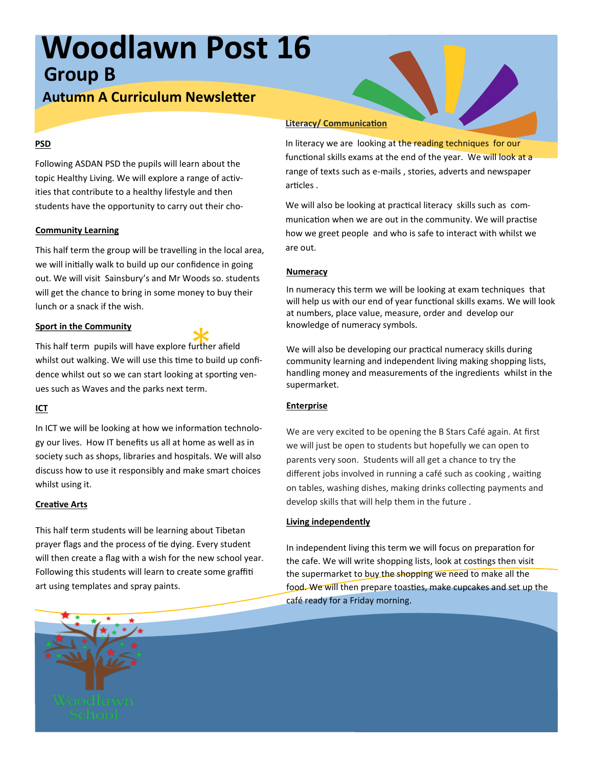# Woodlawn Post 16

## Group B

### Autumn A Curriculum Newsletter

**PSD**

Following ASDAN PSD the pupils will learn about the topic Healthy Living. We will explore a range of activities that contribute to a healthy lifestyle and then students have the opportunity to carry out their cho-

**Community Learning**

This half term the group will be travelling in the local area, we will initially walk to build up our confidence in going out. We will visit Sainsbury's and Mr Woods so. students will get the chance to bring in some money to buy their lunch or a snack if the wish.

**Sport in the Community**

This half term pupils will have explore further afield whilst out walking. We will use this time to build up confidence whilst out so we can start looking at sporting venues such as Waves and the parks next term.

**ICT**

In ICT we will be looking at how we information technology our lives. How IT benefits us all at home as well as in society such as shops, libraries and hospitals. We will also discuss how to use it responsibly and make smart choices whilst using it.

**Creative Arts**

This half term students will be learning about Tibetan prayer flags and the process of tie dying. Every student will then create a flag with a wish for the new school year. Following this students will learn to create some graffiti art using templates and spray paints.

**Literacy/ Communication**

In literacy we are looking at the reading techniques for our functional skills exams at the end of the year. We will look at a range of texts such as e-mails , stories, adverts and newspaper articles .

We will also be looking at practical literacy skills such as communication when we are out in the community. We will practise how we greet people and who is safe to interact with whilst we are out.

**Numeracy**

In numeracy this term we will be looking at exam techniques that will help us with our end of year functional skills exams. We will look at numbers, place value, measure, order and develop our knowledge of numeracy symbols.

We will also be developing our practical numeracy skills during community learning and independent living making shopping lists, handling money and measurements of the ingredients whilst in the supermarket.

**Enterprise**

We are very excited to be opening the B Stars Café again. At first we will just be open to students but hopefully we can open to parents very soon. Students will all get a chance to try the different jobs involved in running a café such as cooking , waiting on tables, washing dishes, making drinks collecting payments and develop skills that will help them in the future .

**Living independently**

In independent living this term we will focus on preparation for the cafe. We will write shopping lists, look at costings then visit the supermarket to buy the shopping we need to make all the food. We will then prepare toasties, make cupcakes and set up the café ready for a Friday morning.

Woodlawn School